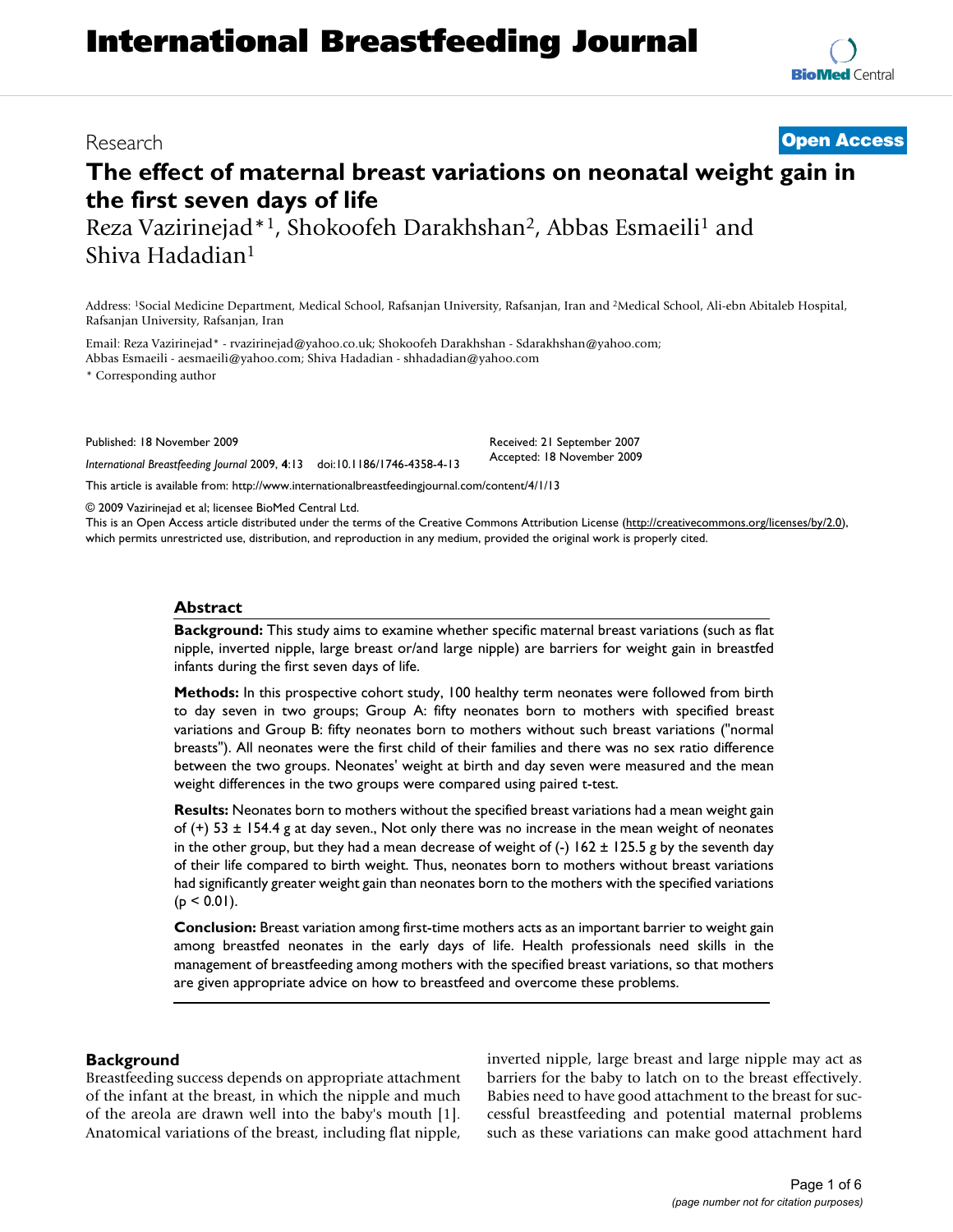# The effect of maternal breast variations on neonatal weight gain in the first seven days of life

Research | Open Access

Reza Vazirinejad*[1], Shokoofeh Darakhshan[2], Abbas Esmaeili[1] and Shiva Hadadian[1]

Address: [1]Social Medicine Department, Medical School, Rafsanjan University, Rafsanjan, Iran and [2]Medical School, Ali-ebn Abitaleb Hospital, Rafsanjan University, Rafsanjan, Iran

Email: Reza Vazirinejad* - rvazirinejad@yahoo.co.uk; Shokoofeh Darakhshan - Sdarakhshan@yahoo.com; Abbas Esmaeili - aesmaeili@yahoo.com; Shiva Hadadian - shhadadian@yahoo.com

\* Corresponding author

Published: 18 November 2009

*International Breastfeeding Journal* 2009, **4**:13 doi:10.1186/1746-4358-4-13

Received: 21 September 2007

Accepted: 18 November 2009

This article is available from: http://www.internationalbreastfeedingjournal.com/content/4/1/13

© 2009 Vazirinejad et al; licensee BioMed Central Ltd.

This is an Open Access article distributed under the terms of the Creative Commons Attribution License (http://creativecommons.org/licenses/by/2.0), which permits unrestricted use, distribution, and reproduction in any medium, provided the original work is properly cited.

## Abstract

**Background:** This study aims to examine whether specific maternal breast variations (such as flat nipple, inverted nipple, large breast or/and large nipple) are barriers for weight gain in breastfed infants during the first seven days of life.

**Methods:** In this prospective cohort study, 100 healthy term neonates were followed from birth to day seven in two groups; Group A: fifty neonates born to mothers with specified breast variations and Group B: fifty neonates born to mothers without such breast variations ("normal breasts"). All neonates were the first child of their families and there was no sex ratio difference between the two groups. Neonates' weight at birth and day seven were measured and the mean weight differences in the two groups were compared using paired t-test.

**Results:** Neonates born to mothers without the specified breast variations had a mean weight gain of (+) 53 ± 154.4 g at day seven., Not only there was no increase in the mean weight of neonates in the other group, but they had a mean decrease of weight of (-) 162 ± 125.5 g by the seventh day of their life compared to birth weight. Thus, neonates born to mothers without breast variations had significantly greater weight gain than neonates born to the mothers with the specified variations ($p < 0.01$).

**Conclusion:** Breast variation among first-time mothers acts as an important barrier to weight gain among breastfed neonates in the early days of life. Health professionals need skills in the management of breastfeeding among mothers with the specified breast variations, so that mothers are given appropriate advice on how to breastfeed and overcome these problems.

## Background

Breastfeeding success depends on appropriate attachment of the infant at the breast, in which the nipple and much of the areola are drawn well into the baby's mouth [1]. Anatomical variations of the breast, including flat nipple, inverted nipple, large breast and large nipple may act as barriers for the baby to latch on to the breast effectively. Babies need to have good attachment to the breast for successful breastfeeding and potential maternal problems such as these variations can make good attachment hard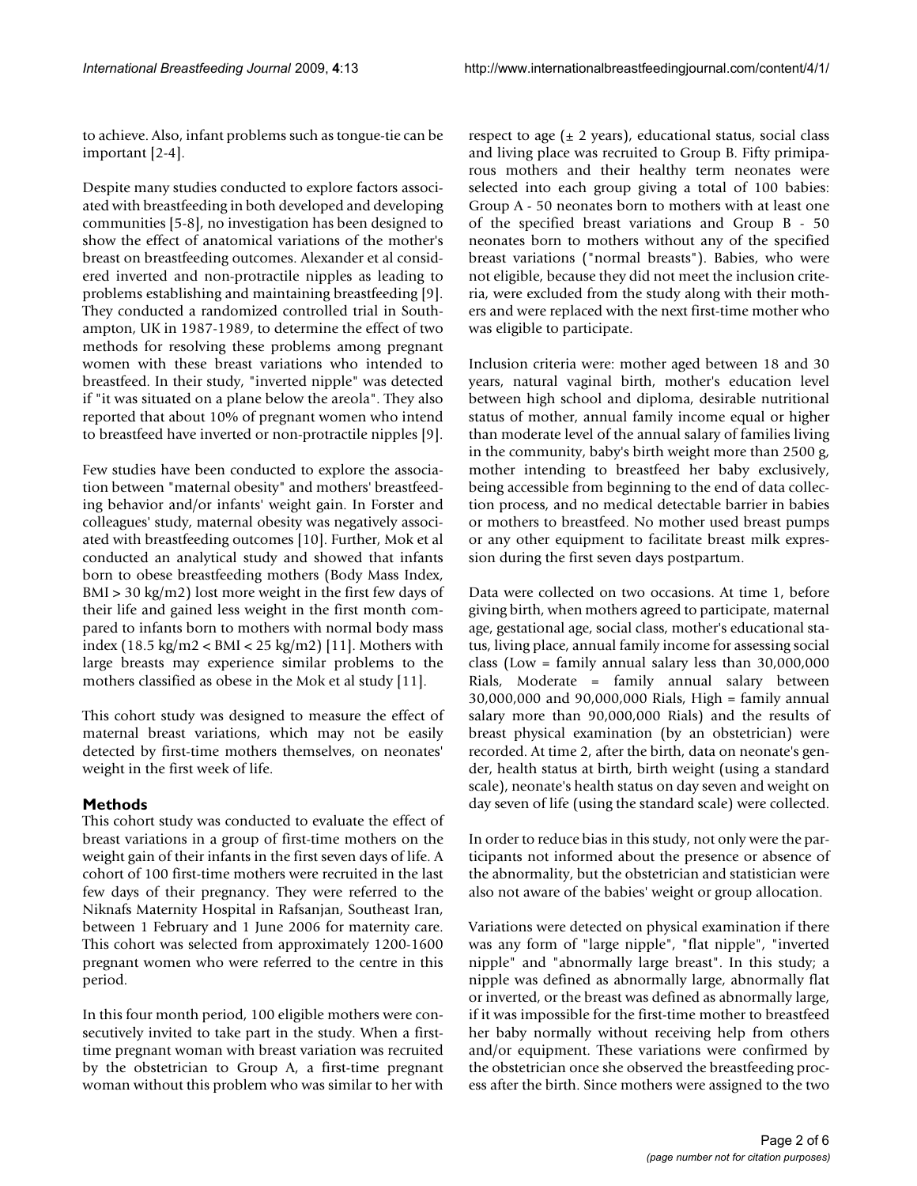to achieve. Also, infant problems such as tongue-tie can be important [2-4].

Despite many studies conducted to explore factors associated with breastfeeding in both developed and developing communities [5-8], no investigation has been designed to show the effect of anatomical variations of the mother's breast on breastfeeding outcomes. Alexander et al considered inverted and non-protractile nipples as leading to problems establishing and maintaining breastfeeding [9]. They conducted a randomized controlled trial in Southampton, UK in 1987-1989, to determine the effect of two methods for resolving these problems among pregnant women with these breast variations who intended to breastfeed. In their study, "inverted nipple" was detected if "it was situated on a plane below the areola". They also reported that about 10% of pregnant women who intend to breastfeed have inverted or non-protractile nipples [9].

Few studies have been conducted to explore the association between "maternal obesity" and mothers' breastfeeding behavior and/or infants' weight gain. In Forster and colleagues' study, maternal obesity was negatively associated with breastfeeding outcomes [10]. Further, Mok et al conducted an analytical study and showed that infants born to obese breastfeeding mothers (Body Mass Index, BMI > 30 kg/m2) lost more weight in the first few days of their life and gained less weight in the first month compared to infants born to mothers with normal body mass index (18.5 kg/m2 < BMI < 25 kg/m2) [11]. Mothers with large breasts may experience similar problems to the mothers classified as obese in the Mok et al study [11].

This cohort study was designed to measure the effect of maternal breast variations, which may not be easily detected by first-time mothers themselves, on neonates' weight in the first week of life.

## Methods

This cohort study was conducted to evaluate the effect of breast variations in a group of first-time mothers on the weight gain of their infants in the first seven days of life. A cohort of 100 first-time mothers were recruited in the last few days of their pregnancy. They were referred to the Niknafs Maternity Hospital in Rafsanjan, Southeast Iran, between 1 February and 1 June 2006 for maternity care. This cohort was selected from approximately 1200-1600 pregnant women who were referred to the centre in this period.

In this four month period, 100 eligible mothers were consecutively invited to take part in the study. When a first-time pregnant woman with breast variation was recruited by the obstetrician to Group A, a first-time pregnant woman without this problem who was similar to her with respect to age (± 2 years), educational status, social class and living place was recruited to Group B. Fifty primiparous mothers and their healthy term neonates were selected into each group giving a total of 100 babies: Group A - 50 neonates born to mothers with at least one of the specified breast variations and Group B - 50 neonates born to mothers without any of the specified breast variations ("normal breasts"). Babies, who were not eligible, because they did not meet the inclusion criteria, were excluded from the study along with their mothers and were replaced with the next first-time mother who was eligible to participate.

Inclusion criteria were: mother aged between 18 and 30 years, natural vaginal birth, mother's education level between high school and diploma, desirable nutritional status of mother, annual family income equal or higher than moderate level of the annual salary of families living in the community, baby's birth weight more than 2500 g, mother intending to breastfeed her baby exclusively, being accessible from beginning to the end of data collection process, and no medical detectable barrier in babies or mothers to breastfeed. No mother used breast pumps or any other equipment to facilitate breast milk expression during the first seven days postpartum.

Data were collected on two occasions. At time 1, before giving birth, when mothers agreed to participate, maternal age, gestational age, social class, mother's educational status, living place, annual family income for assessing social class (Low = family annual salary less than 30,000,000 Rials, Moderate = family annual salary between 30,000,000 and 90,000,000 Rials, High = family annual salary more than 90,000,000 Rials) and the results of breast physical examination (by an obstetrician) were recorded. At time 2, after the birth, data on neonate's gender, health status at birth, birth weight (using a standard scale), neonate's health status on day seven and weight on day seven of life (using the standard scale) were collected.

In order to reduce bias in this study, not only were the participants not informed about the presence or absence of the abnormality, but the obstetrician and statistician were also not aware of the babies' weight or group allocation.

Variations were detected on physical examination if there was any form of "large nipple", "flat nipple", "inverted nipple" and "abnormally large breast". In this study; a nipple was defined as abnormally large, abnormally flat or inverted, or the breast was defined as abnormally large, if it was impossible for the first-time mother to breastfeed her baby normally without receiving help from others and/or equipment. These variations were confirmed by the obstetrician once she observed the breastfeeding process after the birth. Since mothers were assigned to the two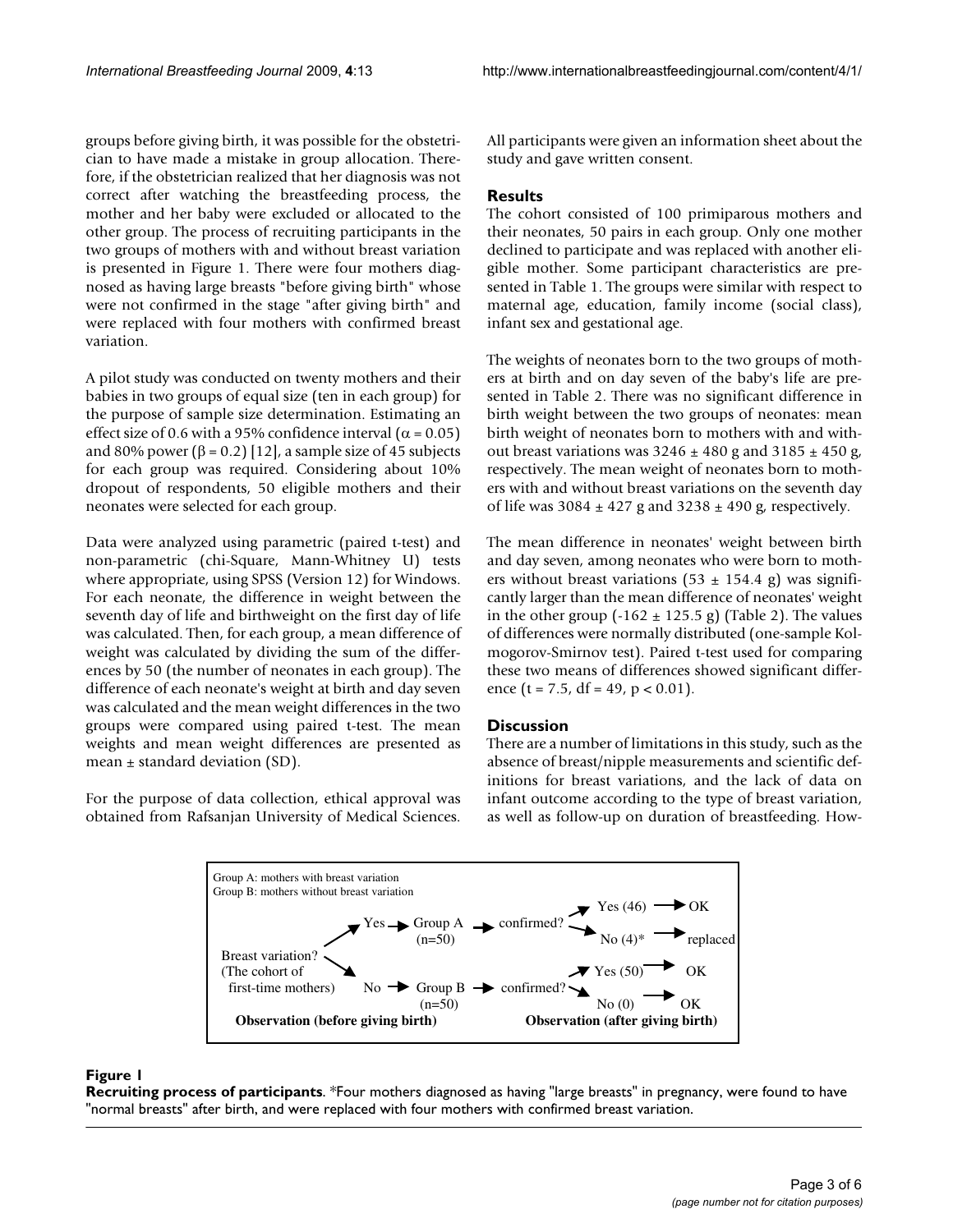groups before giving birth, it was possible for the obstetrician to have made a mistake in group allocation. Therefore, if the obstetrician realized that her diagnosis was not correct after watching the breastfeeding process, the mother and her baby were excluded or allocated to the other group. The process of recruiting participants in the two groups of mothers with and without breast variation is presented in Figure 1. There were four mothers diagnosed as having large breasts "before giving birth" whose were not confirmed in the stage "after giving birth" and were replaced with four mothers with confirmed breast variation.

A pilot study was conducted on twenty mothers and their babies in two groups of equal size (ten in each group) for the purpose of sample size determination. Estimating an effect size of 0.6 with a 95% confidence interval ($\alpha = 0.05$) and 80% power ($\beta = 0.2$) [12], a sample size of 45 subjects for each group was required. Considering about 10% dropout of respondents, 50 eligible mothers and their neonates were selected for each group.

Data were analyzed using parametric (paired t-test) and non-parametric (chi-Square, Mann-Whitney U) tests where appropriate, using SPSS (Version 12) for Windows. For each neonate, the difference in weight between the seventh day of life and birthweight on the first day of life was calculated. Then, for each group, a mean difference of weight was calculated by dividing the sum of the differences by 50 (the number of neonates in each group). The difference of each neonate's weight at birth and day seven was calculated and the mean weight differences in the two groups were compared using paired t-test. The mean weights and mean weight differences are presented as mean ± standard deviation (SD).

For the purpose of data collection, ethical approval was obtained from Rafsanjan University of Medical Sciences. All participants were given an information sheet about the study and gave written consent.

## Results

The cohort consisted of 100 primiparous mothers and their neonates, 50 pairs in each group. Only one mother declined to participate and was replaced with another eligible mother. Some participant characteristics are presented in Table 1. The groups were similar with respect to maternal age, education, family income (social class), infant sex and gestational age.

The weights of neonates born to the two groups of mothers at birth and on day seven of the baby's life are presented in Table 2. There was no significant difference in birth weight between the two groups of neonates: mean birth weight of neonates born to mothers with and without breast variations was 3246 ± 480 g and 3185 ± 450 g, respectively. The mean weight of neonates born to mothers with and without breast variations on the seventh day of life was 3084 ± 427 g and 3238 ± 490 g, respectively.

The mean difference in neonates' weight between birth and day seven, among neonates who were born to mothers without breast variations (53 ± 154.4 g) was significantly larger than the mean difference of neonates' weight in the other group (-162 ± 125.5 g) (Table 2). The values of differences were normally distributed (one-sample Kolmogorov-Smirnov test). Paired t-test used for comparing these two means of differences showed significant difference ($t = 7.5$, $df = 49$, $p < 0.01$).

## Discussion

There are a number of limitations in this study, such as the absence of breast/nipple measurements and scientific definitions for breast variations, and the lack of data on infant outcome according to the type of breast variation, as well as follow-up on duration of breastfeeding. How-

Group A: mothers with breast variation
Group B: mothers without breast variation

Breast variation? (The cohort of first-time mothers) → Yes → Group A (n=50) → confirmed? → Yes (46) → OK; No (4)* → replaced
Breast variation? (The cohort of first-time mothers) → No → Group B (n=50) → confirmed? → Yes (50) → OK; No (0) → OK

**Observation (before giving birth)** | **Observation (after giving birth)**

**Figure 1**

**Recruiting process of participants**. *Four mothers diagnosed as having "large breasts" in pregnancy, were found to have "normal breasts" after birth, and were replaced with four mothers with confirmed breast variation.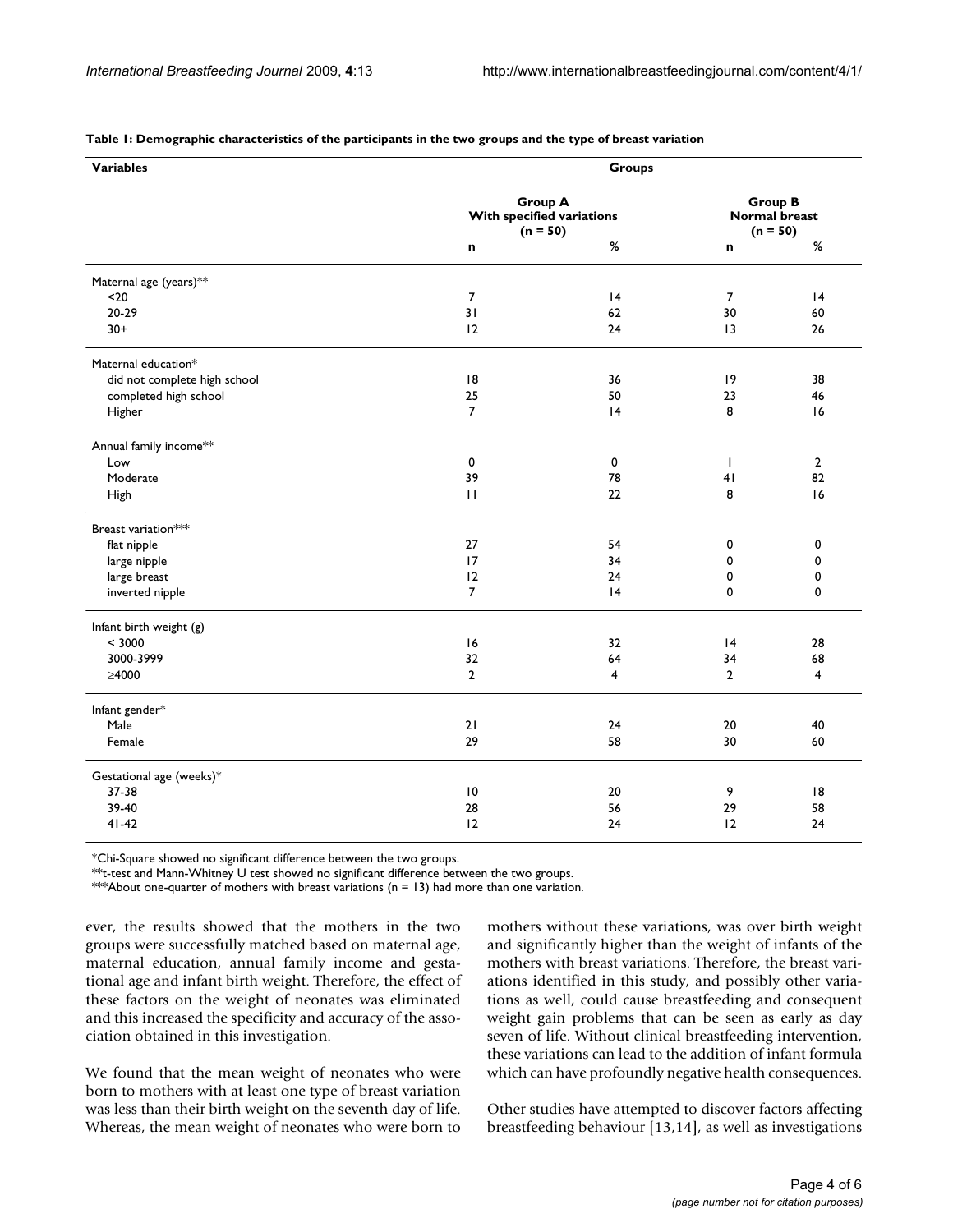**Table 1: Demographic characteristics of the participants in the two groups and the type of breast variation**

| Variables | Groups | | | |
|---|---|---|---|---|
| | Group A With specified variations (n = 50) | | Group B Normal breast (n = 50) | |
| | n | % | n | % |
| Maternal age (years)** | | | | |
| <20 | 7 | 14 | 7 | 14 |
| 20-29 | 31 | 62 | 30 | 60 |
| 30+ | 12 | 24 | 13 | 26 |
| Maternal education* | | | | |
| did not complete high school | 18 | 36 | 19 | 38 |
| completed high school | 25 | 50 | 23 | 46 |
| Higher | 7 | 14 | 8 | 16 |
| Annual family income** | | | | |
| Low | 0 | 0 | 1 | 2 |
| Moderate | 39 | 78 | 41 | 82 |
| High | 11 | 22 | 8 | 16 |
| Breast variation*** | | | | |
| flat nipple | 27 | 54 | 0 | 0 |
| large nipple | 17 | 34 | 0 | 0 |
| large breast | 12 | 24 | 0 | 0 |
| inverted nipple | 7 | 14 | 0 | 0 |
| Infant birth weight (g) | | | | |
| < 3000 | 16 | 32 | 14 | 28 |
| 3000-3999 | 32 | 64 | 34 | 68 |
| ≥4000 | 2 | 4 | 2 | 4 |
| Infant gender* | | | | |
| Male | 21 | 24 | 20 | 40 |
| Female | 29 | 58 | 30 | 60 |
| Gestational age (weeks)* | | | | |
| 37-38 | 10 | 20 | 9 | 18 |
| 39-40 | 28 | 56 | 29 | 58 |
| 41-42 | 12 | 24 | 12 | 24 |

*Chi-Square showed no significant difference between the two groups.
**t-test and Mann-Whitney U test showed no significant difference between the two groups.
***About one-quarter of mothers with breast variations (n = 13) had more than one variation.

ever, the results showed that the mothers in the two groups were successfully matched based on maternal age, maternal education, annual family income and gestational age and infant birth weight. Therefore, the effect of these factors on the weight of neonates was eliminated and this increased the specificity and accuracy of the association obtained in this investigation.

We found that the mean weight of neonates who were born to mothers with at least one type of breast variation was less than their birth weight on the seventh day of life. Whereas, the mean weight of neonates who were born to mothers without these variations, was over birth weight and significantly higher than the weight of infants of the mothers with breast variations. Therefore, the breast variations identified in this study, and possibly other variations as well, could cause breastfeeding and consequent weight gain problems that can be seen as early as day seven of life. Without clinical breastfeeding intervention, these variations can lead to the addition of infant formula which can have profoundly negative health consequences.

Other studies have attempted to discover factors affecting breastfeeding behaviour [13,14], as well as investigations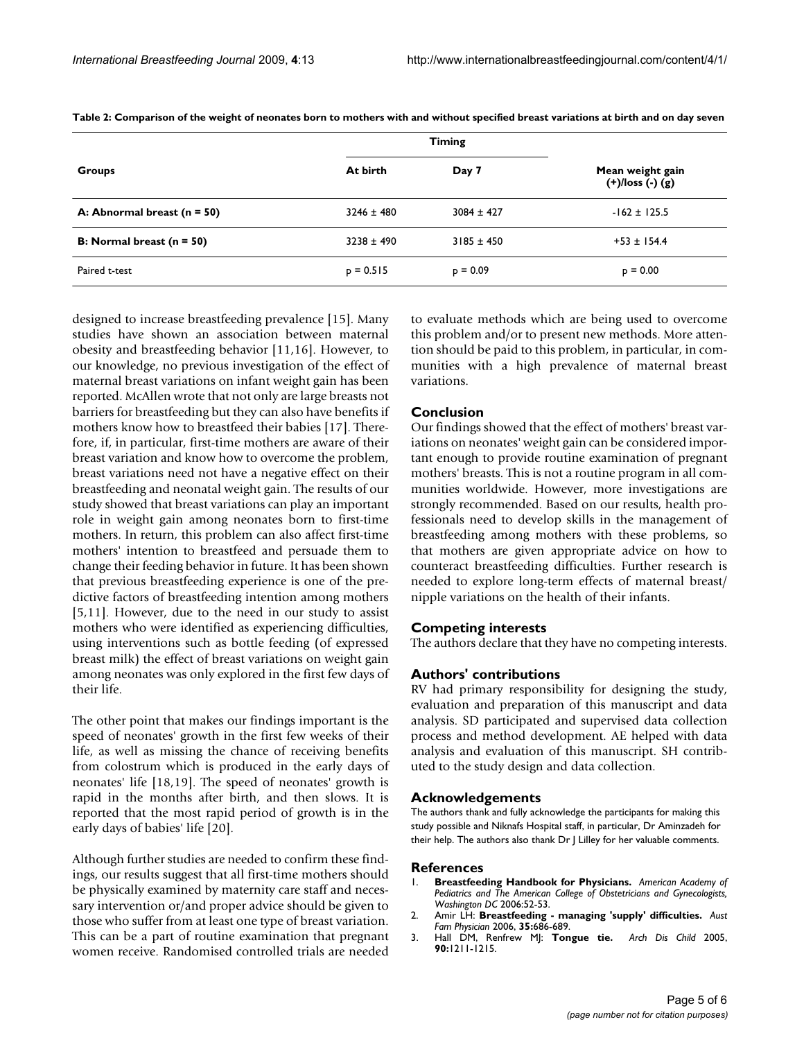**Table 2: Comparison of the weight of neonates born to mothers with and without specified breast variations at birth and on day seven**

| Groups | Timing | | Mean weight gain (+)/loss (-) (g) |
|---|---|---|---|
| | At birth | Day 7 | |
| **A: Abnormal breast (n = 50)** | 3246 ± 480 | 3084 ± 427 | -162 ± 125.5 |
| **B: Normal breast (n = 50)** | 3238 ± 490 | 3185 ± 450 | +53 ± 154.4 |
| Paired t-test | p = 0.515 | p = 0.09 | p = 0.00 |

designed to increase breastfeeding prevalence [15]. Many studies have shown an association between maternal obesity and breastfeeding behavior [11,16]. However, to our knowledge, no previous investigation of the effect of maternal breast variations on infant weight gain has been reported. McAllen wrote that not only are large breasts not barriers for breastfeeding but they can also have benefits if mothers know how to breastfeed their babies [17]. Therefore, if, in particular, first-time mothers are aware of their breast variation and know how to overcome the problem, breast variations need not have a negative effect on their breastfeeding and neonatal weight gain. The results of our study showed that breast variations can play an important role in weight gain among neonates born to first-time mothers. In return, this problem can also affect first-time mothers' intention to breastfeed and persuade them to change their feeding behavior in future. It has been shown that previous breastfeeding experience is one of the predictive factors of breastfeeding intention among mothers [5,11]. However, due to the need in our study to assist mothers who were identified as experiencing difficulties, using interventions such as bottle feeding (of expressed breast milk) the effect of breast variations on weight gain among neonates was only explored in the first few days of their life.

The other point that makes our findings important is the speed of neonates' growth in the first few weeks of their life, as well as missing the chance of receiving benefits from colostrum which is produced in the early days of neonates' life [18,19]. The speed of neonates' growth is rapid in the months after birth, and then slows. It is reported that the most rapid period of growth is in the early days of babies' life [20].

Although further studies are needed to confirm these findings, our results suggest that all first-time mothers should be physically examined by maternity care staff and necessary intervention or/and proper advice should be given to those who suffer from at least one type of breast variation. This can be a part of routine examination that pregnant women receive. Randomised controlled trials are needed to evaluate methods which are being used to overcome this problem and/or to present new methods. More attention should be paid to this problem, in particular, in communities with a high prevalence of maternal breast variations.

## Conclusion

Our findings showed that the effect of mothers' breast variations on neonates' weight gain can be considered important enough to provide routine examination of pregnant mothers' breasts. This is not a routine program in all communities worldwide. However, more investigations are strongly recommended. Based on our results, health professionals need to develop skills in the management of breastfeeding among mothers with these problems, so that mothers are given appropriate advice on how to counteract breastfeeding difficulties. Further research is needed to explore long-term effects of maternal breast/nipple variations on the health of their infants.

## Competing interests

The authors declare that they have no competing interests.

## Authors' contributions

RV had primary responsibility for designing the study, evaluation and preparation of this manuscript and data analysis. SD participated and supervised data collection process and method development. AE helped with data analysis and evaluation of this manuscript. SH contributed to the study design and data collection.

## Acknowledgements

The authors thank and fully acknowledge the participants for making this study possible and Niknafs Hospital staff, in particular, Dr Aminzadeh for their help. The authors also thank Dr J Lilley for her valuable comments.

## References

1. **Breastfeeding Handbook for Physicians.** *American Academy of Pediatrics and The American College of Obstetricians and Gynecologists, Washington DC* 2006:52-53.
2. Amir LH: **Breastfeeding - managing 'supply' difficulties.** *Aust Fam Physician* 2006, **35:**686-689.
3. Hall DM, Renfrew MJ: **Tongue tie.** *Arch Dis Child* 2005, **90:**1211-1215.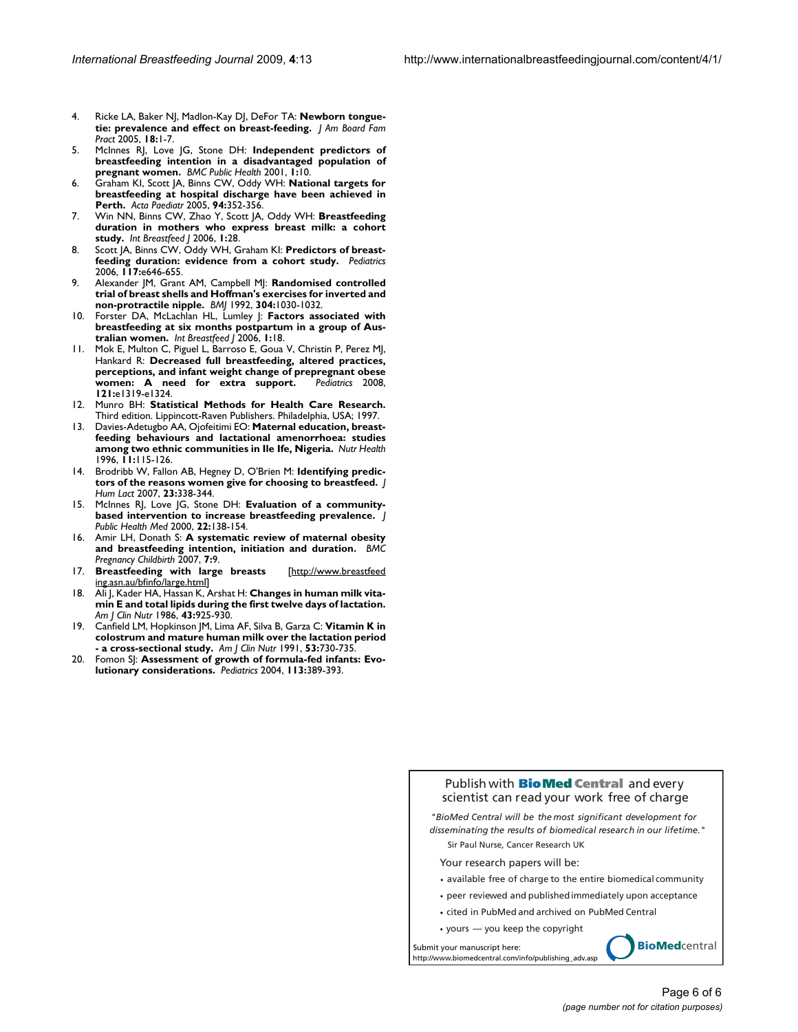4. Ricke LA, Baker NJ, Madlon-Kay DJ, DeFor TA: **Newborn tongue-tie: prevalence and effect on breast-feeding.** *J Am Board Fam Pract* 2005, **18:**1-7.
5. McInnes RJ, Love JG, Stone DH: **Independent predictors of breastfeeding intention in a disadvantaged population of pregnant women.** *BMC Public Health* 2001, **1:**10.
6. Graham KI, Scott JA, Binns CW, Oddy WH: **National targets for breastfeeding at hospital discharge have been achieved in Perth.** *Acta Paediatr* 2005, **94:**352-356.
7. Win NN, Binns CW, Zhao Y, Scott JA, Oddy WH: **Breastfeeding duration in mothers who express breast milk: a cohort study.** *Int Breastfeed J* 2006, **1:**28.
8. Scott JA, Binns CW, Oddy WH, Graham KI: **Predictors of breast-feeding duration: evidence from a cohort study.** *Pediatrics* 2006, **117:**e646-655.
9. Alexander JM, Grant AM, Campbell MJ: **Randomised controlled trial of breast shells and Hoffman's exercises for inverted and non-protractile nipple.** *BMJ* 1992, **304:**1030-1032.
10. Forster DA, McLachlan HL, Lumley J: **Factors associated with breastfeeding at six months postpartum in a group of Australian women.** *Int Breastfeed J* 2006, **1:**18.
11. Mok E, Multon C, Piguel L, Barroso E, Goua V, Christin P, Perez MJ, Hankard R: **Decreased full breastfeeding, altered practices, perceptions, and infant weight change of prepregnant obese women: A need for extra support.** *Pediatrics* 2008, **121:**e1319-e1324.
12. Munro BH: **Statistical Methods for Health Care Research.** Third edition. Lippincott-Raven Publishers. Philadelphia, USA; 1997.
13. Davies-Adetugbo AA, Ojofeitimi EO: **Maternal education, breastfeeding behaviours and lactational amenorrhoea: studies among two ethnic communities in Ile Ife, Nigeria.** *Nutr Health* 1996, **11:**115-126.
14. Brodribb W, Fallon AB, Hegney D, O'Brien M: **Identifying predictors of the reasons women give for choosing to breastfeed.** *J Hum Lact* 2007, **23:**338-344.
15. McInnes RJ, Love JG, Stone DH: **Evaluation of a community-based intervention to increase breastfeeding prevalence.** *J Public Health Med* 2000, **22:**138-154.
16. Amir LH, Donath S: **A systematic review of maternal obesity and breastfeeding intention, initiation and duration.** *BMC Pregnancy Childbirth* 2007, **7:**9.
17. **Breastfeeding with large breasts** [http://www.breastfeeding.asn.au/bfinfo/large.html]
18. Ali J, Kader HA, Hassan K, Arshat H: **Changes in human milk vitamin E and total lipids during the first twelve days of lactation.** *Am J Clin Nutr* 1986, **43:**925-930.
19. Canfield LM, Hopkinson JM, Lima AF, Silva B, Garza C: **Vitamin K in colostrum and mature human milk over the lactation period - a cross-sectional study.** *Am J Clin Nutr* 1991, **53:**730-735.
20. Fomon SJ: **Assessment of growth of formula-fed infants: Evolutionary considerations.** *Pediatrics* 2004, **113:**389-393.

Publish with **BioMed Central** and every scientist can read your work free of charge

*"BioMed Central will be the most significant development for disseminating the results of biomedical research in our lifetime."*
Sir Paul Nurse, Cancer Research UK

Your research papers will be:

- available free of charge to the entire biomedical community
- peer reviewed and published immediately upon acceptance
- cited in PubMed and archived on PubMed Central
- yours — you keep the copyright

Submit your manuscript here:
http://www.biomedcentral.com/info/publishing_adv.asp

**BioMed**central